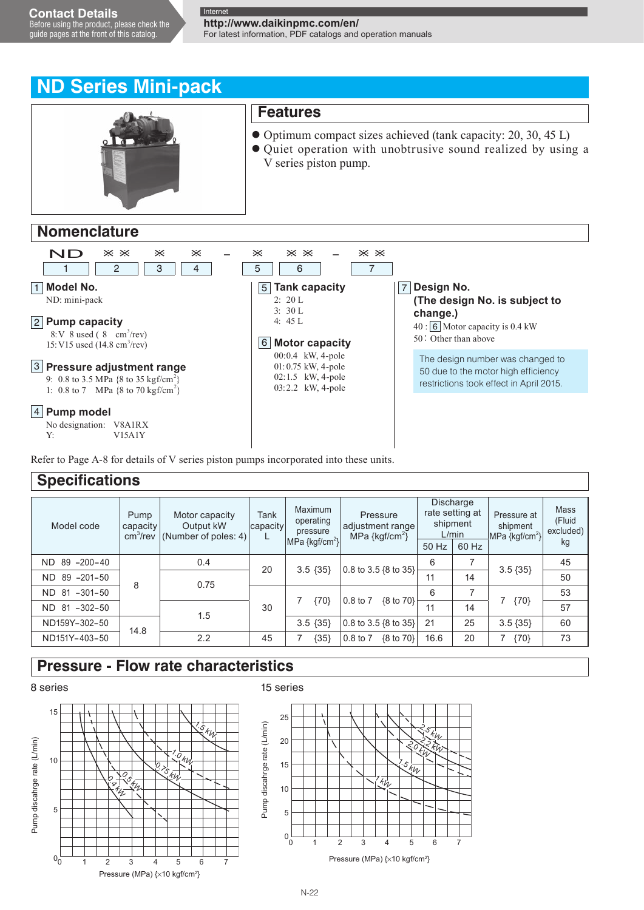**Contact Details**
Before using the product, please check the guide pages at the front of this catalog.

Internet
**http://www.daikinpmc.com/en/**
For latest information, PDF catalogs and operation manuals

# ND Series Mini-pack

## Features

- Optimum compact sizes achieved (tank capacity: 20, 30, 45 L)
- Quiet operation with unobtrusive sound realized by using a V series piston pump.

## Nomenclature

| ND | ※ ※ | ※ | ※ | – | ※ | ※ ※ | – | ※ ※ |
|---|---|---|---|---|---|---|---|---|
| 1 | 2 | 3 | 4 | | 5 | 6 | | 7 |

**1 Model No.**
ND: mini-pack

**2 Pump capacity**
8: V 8 used ( 8 $cm^3$/rev)
15: V15 used (14.8 $cm^3$/rev)

**3 Pressure adjustment range**
9: 0.8 to 3.5 MPa {8 to 35 $kgf/cm^2$}
1: 0.8 to 7 MPa {8 to 70 $kgf/cm^2$}

**4 Pump model**
No designation: V8A1RX
Y: V15A1Y

**5 Tank capacity**
2: 20 L
3: 30 L
4: 45 L

**6 Motor capacity**
00: 0.4 kW, 4-pole
01: 0.75 kW, 4-pole
02: 1.5 kW, 4-pole
03: 2.2 kW, 4-pole

**7 Design No.**
**(The design No. is subject to change.)**
40 : 6 Motor capacity is 0.4 kW
50 : Other than above

The design number was changed to 50 due to the motor high efficiency restrictions took effect in April 2015.

Refer to Page A-8 for details of V series piston pumps incorporated into these units.

## Specifications

| Model code | Pump capacity $cm^3$/rev | Motor capacity Output kW (Number of poles: 4) | Tank capacity L | Maximum operating pressure MPa {$kgf/cm^2$} | Pressure adjustment range MPa {$kgf/cm^2$} | Discharge rate setting at shipment L/min | | Pressure at shipment MPa {$kgf/cm^2$} | Mass (Fluid excluded) kg |
|---|---|---|---|---|---|---|---|---|---|
| | | | | | | 50 Hz | 60 Hz | | |
| ND 89 -200-40 | 8 | 0.4 | 20 | 3.5 {35} | 0.8 to 3.5 {8 to 35} | 6 | 7 | 3.5 {35} | 45 |
| ND 89 -201-50 | 8 | 0.75 | 20 | 3.5 {35} | 0.8 to 3.5 {8 to 35} | 11 | 14 | 3.5 {35} | 50 |
| ND 81 -301-50 | 8 | 0.75 | 30 | 7 {70} | 0.8 to 7 {8 to 70} | 6 | 7 | 7 {70} | 53 |
| ND 81 -302-50 | 8 | 1.5 | 30 | 7 {70} | 0.8 to 7 {8 to 70} | 11 | 14 | 7 {70} | 57 |
| ND159Y-302-50 | 14.8 | 1.5 | 30 | 3.5 {35} | 0.8 to 3.5 {8 to 35} | 21 | 25 | 3.5 {35} | 60 |
| ND151Y-403-50 | 14.8 | 2.2 | 45 | 7 {35} | 0.8 to 7 {8 to 70} | 16.6 | 20 | 7 {70} | 73 |

## Pressure - Flow rate characteristics

8 series

15 series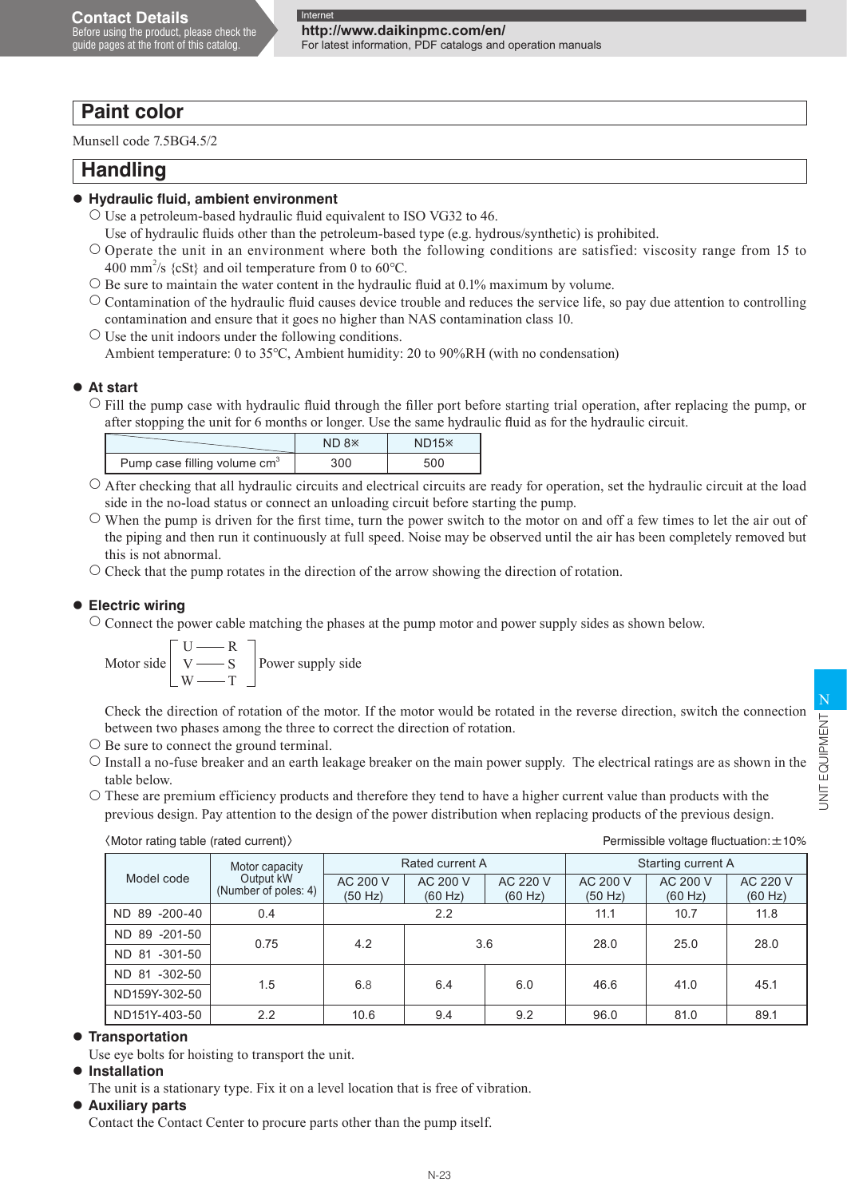## Paint color

Munsell code 7.5BG4.5/2

## Handling

### ● Hydraulic fluid, ambient environment

○ Use a petroleum-based hydraulic fluid equivalent to ISO VG32 to 46.
Use of hydraulic fluids other than the petroleum-based type (e.g. hydrous/synthetic) is prohibited.

○ Operate the unit in an environment where both the following conditions are satisfied: viscosity range from 15 to 400 $mm^2/s$ {cSt} and oil temperature from 0 to 60°C.

○ Be sure to maintain the water content in the hydraulic fluid at 0.1% maximum by volume.

○ Contamination of the hydraulic fluid causes device trouble and reduces the service life, so pay due attention to controlling contamination and ensure that it goes no higher than NAS contamination class 10.

○ Use the unit indoors under the following conditions.
Ambient temperature: 0 to 35°C, Ambient humidity: 20 to 90%RH (with no condensation)

### ● At start

○ Fill the pump case with hydraulic fluid through the filler port before starting trial operation, after replacing the pump, or after stopping the unit for 6 months or longer. Use the same hydraulic fluid as for the hydraulic circuit.

| | ND 8※ | ND15※ |
|---|---|---|
| Pump case filling volume $cm^3$ | 300 | 500 |

○ After checking that all hydraulic circuits and electrical circuits are ready for operation, set the hydraulic circuit at the load side in the no-load status or connect an unloading circuit before starting the pump.

○ When the pump is driven for the first time, turn the power switch to the motor on and off a few times to let the air out of the piping and then run it continuously at full speed. Noise may be observed until the air has been completely removed but this is not abnormal.

○ Check that the pump rotates in the direction of the arrow showing the direction of rotation.

### ● Electric wiring

○ Connect the power cable matching the phases at the pump motor and power supply sides as shown below.

Motor side [ U — R / V — S / W — T ] Power supply side

Check the direction of rotation of the motor. If the motor would be rotated in the reverse direction, switch the connection between two phases among the three to correct the direction of rotation.

○ Be sure to connect the ground terminal.

○ Install a no-fuse breaker and an earth leakage breaker on the main power supply. The electrical ratings are as shown in the table below.

○ These are premium efficiency products and therefore they tend to have a higher current value than products with the previous design. Pay attention to the design of the power distribution when replacing products of the previous design.

〈Motor rating table (rated current)〉 Permissible voltage fluctuation: ±10%

| Model code | Motor capacity Output kW (Number of poles: 4) | Rated current A | | | Starting current A | | |
|---|---|---|---|---|---|---|---|
| | | AC 200 V (50 Hz) | AC 200 V (60 Hz) | AC 220 V (60 Hz) | AC 200 V (50 Hz) | AC 200 V (60 Hz) | AC 220 V (60 Hz) |
| ND 89 -200-40 | 0.4 | 2.2 | | | 11.1 | 10.7 | 11.8 |
| ND 89 -201-50 | 0.75 | 4.2 | 3.6 | | 28.0 | 25.0 | 28.0 |
| ND 81 -301-50 | | | | | | | |
| ND 81 -302-50 | 1.5 | 6.8 | 6.4 | 6.0 | 46.6 | 41.0 | 45.1 |
| ND159Y-302-50 | | | | | | | |
| ND151Y-403-50 | 2.2 | 10.6 | 9.4 | 9.2 | 96.0 | 81.0 | 89.1 |

### ● Transportation

Use eye bolts for hoisting to transport the unit.

### ● Installation

The unit is a stationary type. Fix it on a level location that is free of vibration.

### ● Auxiliary parts

Contact the Contact Center to procure parts other than the pump itself.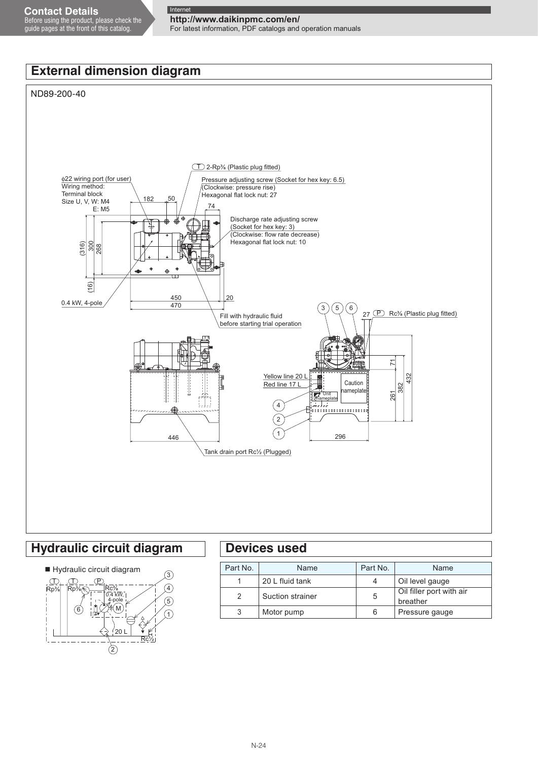## External dimension diagram

ND89-200-40

T 2-Rp⅜ (Plastic plug fitted)

ϕ22 wiring port (for user)
Wiring method:
Terminal block
Size U, V, W: M4
E: M5

Pressure adjusting screw (Socket for hex key: 6.5)
(Clockwise: pressure rise)
Hexagonal flat lock nut: 27

Discharge rate adjusting screw
(Socket for hex key: 3)
(Clockwise: flow rate decrease)
Hexagonal flat lock nut: 10

182 50 74

(316) 300 268 (16)

0.4 kW, 4-pole

450 20
470

Fill with hydraulic fluid
before starting trial operation

3 5 6

27 P Rc⅜ (Plastic plug fitted)

Yellow line 20 L
Red line 17 L

Caution nameplate

Unit nameplate

71 261 382 432

4 2 1

446 296

Tank drain port Rc½ (Plugged)

## Hydraulic circuit diagram

■ Hydraulic circuit diagram

T Rp⅜ T Rp⅜ P Rc⅜ 0.4 kW 4-pole M 20 L Rc½

## Devices used

| Part No. | Name | Part No. | Name |
| --- | --- | --- | --- |
| 1 | 20 L fluid tank | 4 | Oil level gauge |
| 2 | Suction strainer | 5 | Oil filler port with air breather |
| 3 | Motor pump | 6 | Pressure gauge |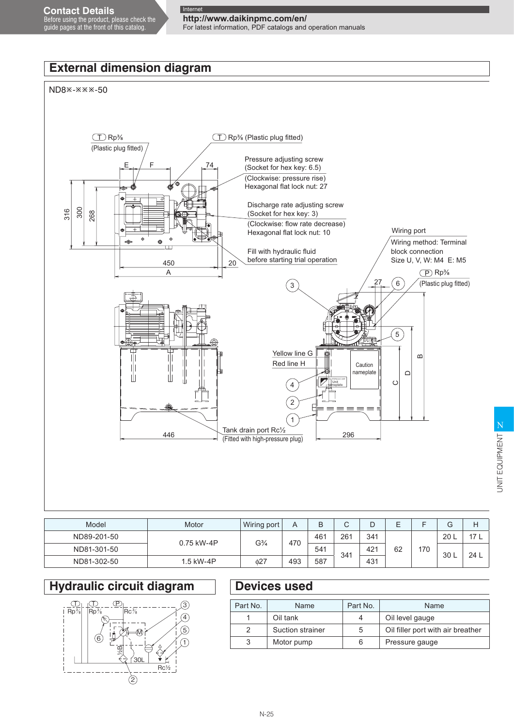**Contact Details**
Before using the product, please check the guide pages at the front of this catalog.

Internet
**http://www.daikinpmc.com/en/**
For latest information, PDF catalogs and operation manuals

## External dimension diagram

ND8※-※※※-50

Ⓣ Rp⅜ (Plastic plug fitted)

Ⓣ Rp⅜ (Plastic plug fitted)

Pressure adjusting screw (Socket for hex key: 6.5)
(Clockwise: pressure rise)
Hexagonal flat lock nut: 27

Discharge rate adjusting screw (Socket for hex key: 3)
(Clockwise: flow rate decrease)
Hexagonal flat lock nut: 10

Fill with hydraulic fluid before starting trial operation

Wiring port
Wiring method: Terminal block connection
Size U, V, W: M4 E: M5

Ⓟ Rp⅜ (Plastic plug fitted)

Yellow line G
Red line H

Caution nameplate

Unit nameplate

Tank drain port Rc½ (Fitted with high-pressure plug)

316, 300, 268, E, F, 74, 450, 20, A, 27, B, C, D, 446, 296

| Model | Motor | Wiring port | A | B | C | D | E | F | G | H |
|---|---|---|---|---|---|---|---|---|---|---|
| ND89-201-50 | 0.75 kW-4P | G¾ | 470 | 461 | 261 | 341 | 62 | 170 | 20 L | 17 L |
| ND81-301-50 | 0.75 kW-4P | G¾ | 470 | 541 | 341 | 421 | 62 | 170 | 30 L | 24 L |
| ND81-302-50 | 1.5 kW-4P | ϕ27 | 493 | 587 | 341 | 431 | 62 | 170 | 30 L | 24 L |

## Hydraulic circuit diagram

Ⓣ Rp⅜ Ⓣ Rp⅜ Ⓟ Rc⅜ Ⓜ ½B 30L Rc½

## Devices used

| Part No. | Name | Part No. | Name |
|---|---|---|---|
| 1 | Oil tank | 4 | Oil level gauge |
| 2 | Suction strainer | 5 | Oil filler port with air breather |
| 3 | Motor pump | 6 | Pressure gauge |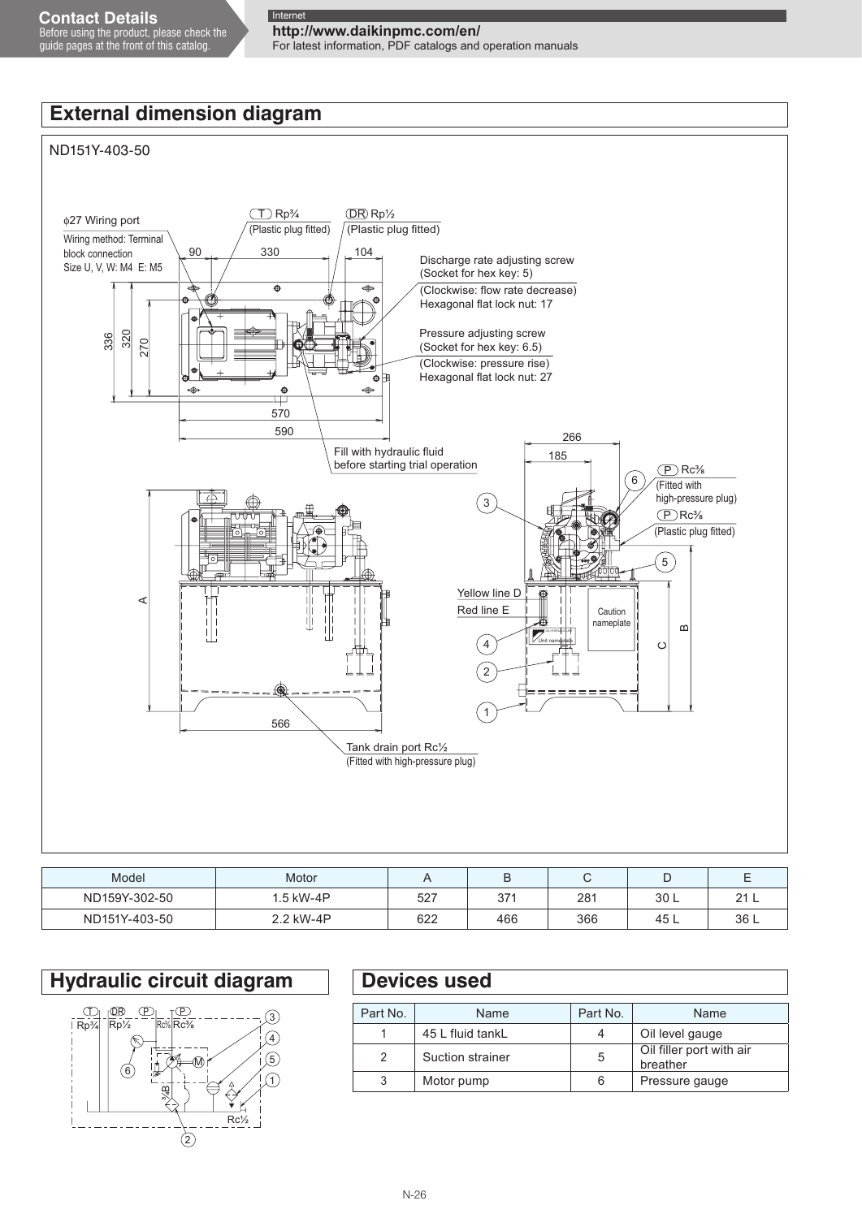Contact Details
Before using the product, please check the guide pages at the front of this catalog.

Internet
http://www.daikinpmc.com/en/
For latest information, PDF catalogs and operation manuals

## External dimension diagram

ND151Y-403-50

ϕ27 Wiring port
Wiring method: Terminal block connection
Size U, V, W: M4 E: M5

T Rp¾
(Plastic plug fitted)

DR Rp½
(Plastic plug fitted)

Discharge rate adjusting screw
(Socket for hex key: 5)
(Clockwise: flow rate decrease)
Hexagonal flat lock nut: 17

Pressure adjusting screw
(Socket for hex key: 6.5)
(Clockwise: pressure rise)
Hexagonal flat lock nut: 27

90
330
104
336
320
270
570
590

Fill with hydraulic fluid before starting trial operation

266
185

P Rc⅜
(Fitted with high-pressure plug)

P Rc⅜
(Plastic plug fitted)

Yellow line D
Red line E
Caution nameplate
Unit nameplate

A
B
C
566

Tank drain port Rc½
(Fitted with high-pressure plug)

| Model | Motor | A | B | C | D | E |
|---|---|---|---|---|---|---|
| ND159Y-302-50 | 1.5 kW-4P | 527 | 371 | 281 | 30 L | 21 L |
| ND151Y-403-50 | 2.2 kW-4P | 622 | 466 | 366 | 45 L | 36 L |

## Hydraulic circuit diagram

T Rp¾
DR Rp½
P Rc⅜
P Rc⅜
¾B
Rc½

## Devices used

| Part No. | Name | Part No. | Name |
|---|---|---|---|
| 1 | 45 L fluid tankL | 4 | Oil level gauge |
| 2 | Suction strainer | 5 | Oil filler port with air breather |
| 3 | Motor pump | 6 | Pressure gauge |